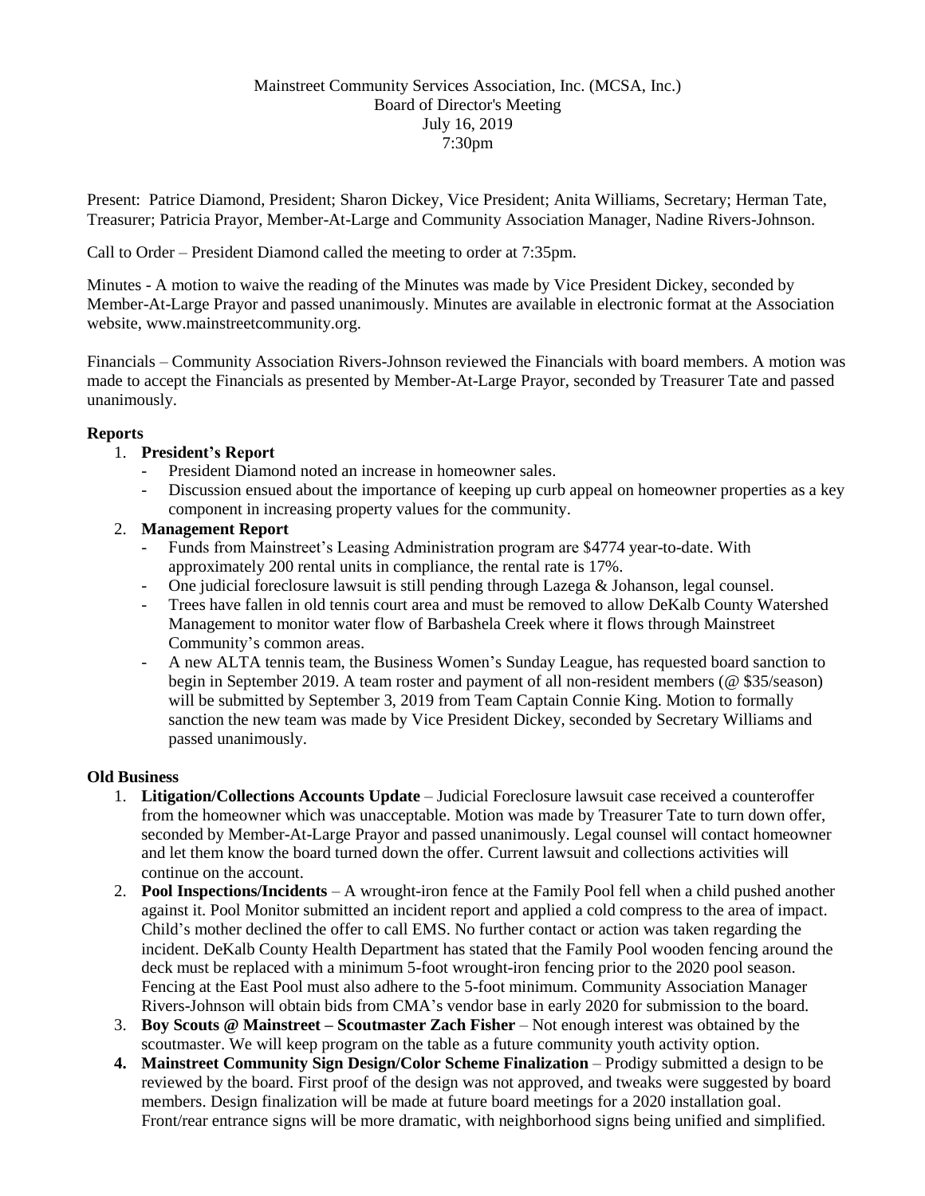Mainstreet Community Services Association, Inc. (MCSA, Inc.)
Board of Director's Meeting
July 16, 2019
7:30pm

Present: Patrice Diamond, President; Sharon Dickey, Vice President; Anita Williams, Secretary; Herman Tate, Treasurer; Patricia Prayor, Member-At-Large and Community Association Manager, Nadine Rivers-Johnson.

Call to Order – President Diamond called the meeting to order at 7:35pm.

Minutes - A motion to waive the reading of the Minutes was made by Vice President Dickey, seconded by Member-At-Large Prayor and passed unanimously. Minutes are available in electronic format at the Association website, www.mainstreetcommunity.org.

Financials – Community Association Rivers-Johnson reviewed the Financials with board members. A motion was made to accept the Financials as presented by Member-At-Large Prayor, seconded by Treasurer Tate and passed unanimously.

**Reports**

1. **President's Report**
   - President Diamond noted an increase in homeowner sales.
   - Discussion ensued about the importance of keeping up curb appeal on homeowner properties as a key component in increasing property values for the community.
2. **Management Report**
   - Funds from Mainstreet's Leasing Administration program are $4774 year-to-date. With approximately 200 rental units in compliance, the rental rate is 17%.
   - One judicial foreclosure lawsuit is still pending through Lazega & Johanson, legal counsel.
   - Trees have fallen in old tennis court area and must be removed to allow DeKalb County Watershed Management to monitor water flow of Barbashela Creek where it flows through Mainstreet Community's common areas.
   - A new ALTA tennis team, the Business Women's Sunday League, has requested board sanction to begin in September 2019. A team roster and payment of all non-resident members (@ $35/season) will be submitted by September 3, 2019 from Team Captain Connie King. Motion to formally sanction the new team was made by Vice President Dickey, seconded by Secretary Williams and passed unanimously.

**Old Business**

1. **Litigation/Collections Accounts Update** – Judicial Foreclosure lawsuit case received a counteroffer from the homeowner which was unacceptable. Motion was made by Treasurer Tate to turn down offer, seconded by Member-At-Large Prayor and passed unanimously. Legal counsel will contact homeowner and let them know the board turned down the offer. Current lawsuit and collections activities will continue on the account.
2. **Pool Inspections/Incidents** – A wrought-iron fence at the Family Pool fell when a child pushed another against it. Pool Monitor submitted an incident report and applied a cold compress to the area of impact. Child's mother declined the offer to call EMS. No further contact or action was taken regarding the incident. DeKalb County Health Department has stated that the Family Pool wooden fencing around the deck must be replaced with a minimum 5-foot wrought-iron fencing prior to the 2020 pool season. Fencing at the East Pool must also adhere to the 5-foot minimum. Community Association Manager Rivers-Johnson will obtain bids from CMA's vendor base in early 2020 for submission to the board.
3. **Boy Scouts @ Mainstreet – Scoutmaster Zach Fisher** – Not enough interest was obtained by the scoutmaster. We will keep program on the table as a future community youth activity option.
4. **Mainstreet Community Sign Design/Color Scheme Finalization** – Prodigy submitted a design to be reviewed by the board. First proof of the design was not approved, and tweaks were suggested by board members. Design finalization will be made at future board meetings for a 2020 installation goal. Front/rear entrance signs will be more dramatic, with neighborhood signs being unified and simplified.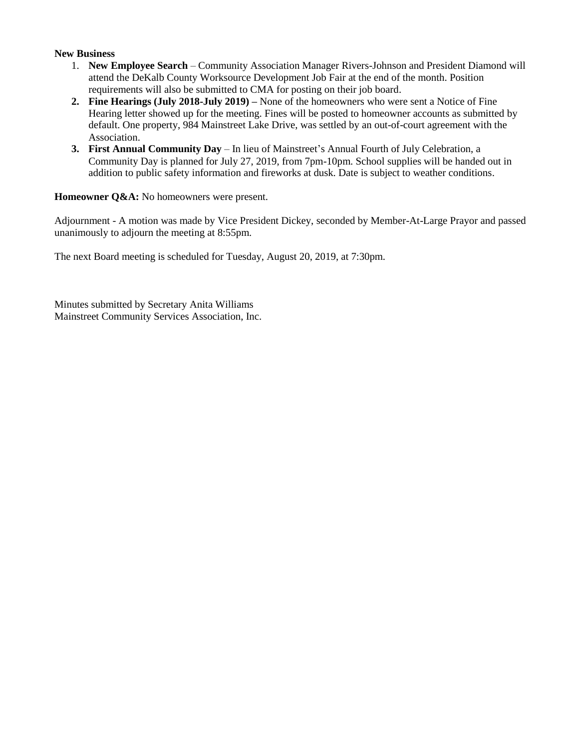**New Business**

1. **New Employee Search** – Community Association Manager Rivers-Johnson and President Diamond will attend the DeKalb County Worksource Development Job Fair at the end of the month. Position requirements will also be submitted to CMA for posting on their job board.
2. **Fine Hearings (July 2018-July 2019) –** None of the homeowners who were sent a Notice of Fine Hearing letter showed up for the meeting. Fines will be posted to homeowner accounts as submitted by default. One property, 984 Mainstreet Lake Drive, was settled by an out-of-court agreement with the Association.
3. **First Annual Community Day** – In lieu of Mainstreet's Annual Fourth of July Celebration, a Community Day is planned for July 27, 2019, from 7pm-10pm. School supplies will be handed out in addition to public safety information and fireworks at dusk. Date is subject to weather conditions.

**Homeowner Q&A:** No homeowners were present.

Adjournment - A motion was made by Vice President Dickey, seconded by Member-At-Large Prayor and passed unanimously to adjourn the meeting at 8:55pm.

The next Board meeting is scheduled for Tuesday, August 20, 2019, at 7:30pm.

Minutes submitted by Secretary Anita Williams
Mainstreet Community Services Association, Inc.